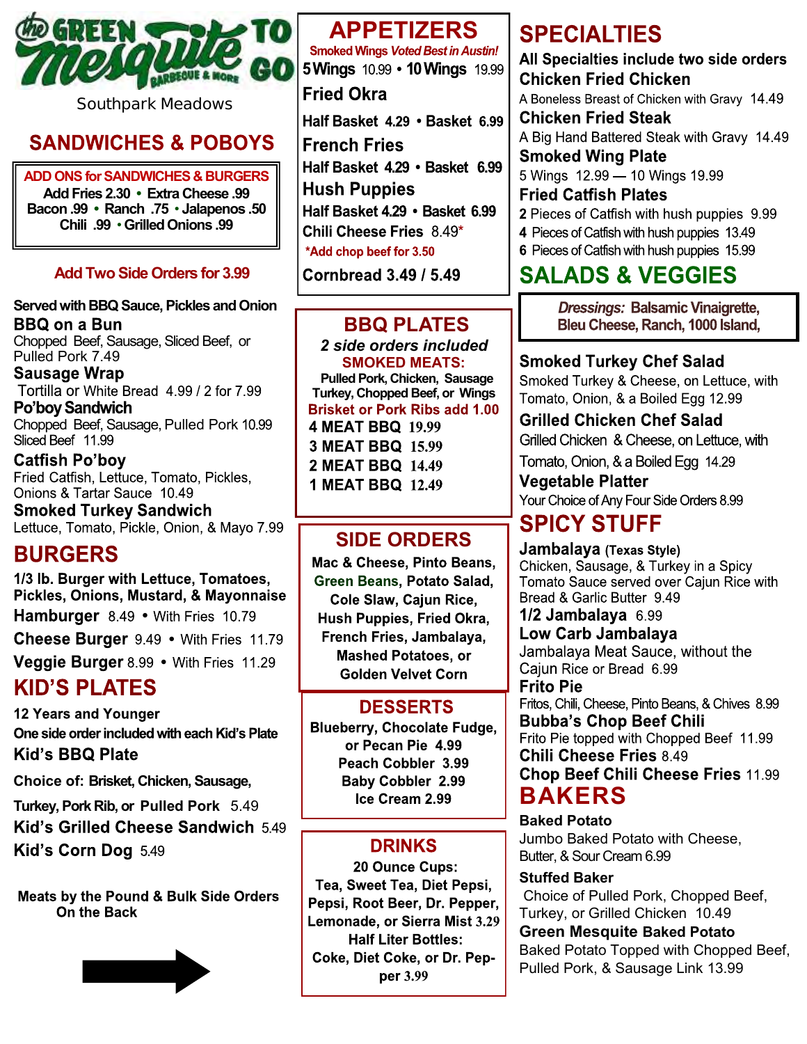# the GREEN Mesquite BARBEQUE & MORE TO GO

Southpark Meadows

## SANDWICHES & POBOYS

**ADD ONS for SANDWICHES & BURGERS**
Add Fries 2.30 • Extra Cheese .99
Bacon .99 • Ranch .75 • Jalapenos .50
Chili .99 • Grilled Onions .99

**Add Two Side Orders for 3.99**

**Served with BBQ Sauce, Pickles and Onion**

**BBQ on a Bun**
Chopped Beef, Sausage, Sliced Beef, or Pulled Pork 7.49

**Sausage Wrap**
Tortilla or White Bread 4.99 / 2 for 7.99

**Po'boy Sandwich**
Chopped Beef, Sausage, Pulled Pork 10.99
Sliced Beef 11.99

**Catfish Po'boy**
Fried Catfish, Lettuce, Tomato, Pickles, Onions & Tartar Sauce 10.49

**Smoked Turkey Sandwich**
Lettuce, Tomato, Pickle, Onion, & Mayo 7.99

## BURGERS

**1/3 lb. Burger with Lettuce, Tomatoes, Pickles, Onions, Mustard, & Mayonnaise**

**Hamburger** 8.49 • With Fries 10.79

**Cheese Burger** 9.49 • With Fries 11.79

**Veggie Burger** 8.99 • With Fries 11.29

## KID'S PLATES

**12 Years and Younger**
**One side order included with each Kid's Plate**

**Kid's BBQ Plate**
**Choice of: Brisket, Chicken, Sausage, Turkey, Pork Rib, or Pulled Pork** 5.49

**Kid's Grilled Cheese Sandwich** 5.49

**Kid's Corn Dog** 5.49

**Meats by the Pound & Bulk Side Orders On the Back**

## APPETIZERS

**Smoked Wings *Voted Best in Austin!***
**5 Wings** 10.99 • **10 Wings** 19.99

**Fried Okra**
**Half Basket 4.29 • Basket 6.99**

**French Fries**
**Half Basket 4.29 • Basket 6.99**

**Hush Puppies**
**Half Basket 4.29 • Basket 6.99**

**Chili Cheese Fries** 8.49*
***Add chop beef for 3.50**

**Cornbread 3.49 / 5.49**

## BBQ PLATES

***2 side orders included***
**SMOKED MEATS:**
**Pulled Pork, Chicken, Sausage Turkey, Chopped Beef, or Wings**
**Brisket or Pork Ribs add 1.00**

**4 MEAT BBQ 19.99**
**3 MEAT BBQ 15.99**
**2 MEAT BBQ 14.49**
**1 MEAT BBQ 12.49**

## SIDE ORDERS

**Mac & Cheese, Pinto Beans, Green Beans, Potato Salad, Cole Slaw, Cajun Rice, Hush Puppies, Fried Okra, French Fries, Jambalaya, Mashed Potatoes, or Golden Velvet Corn**

## DESSERTS

**Blueberry, Chocolate Fudge, or Pecan Pie 4.99**
**Peach Cobbler 3.99**
**Baby Cobbler 2.99**
**Ice Cream 2.99**

## DRINKS

**20 Ounce Cups:**
**Tea, Sweet Tea, Diet Pepsi, Pepsi, Root Beer, Dr. Pepper, Lemonade, or Sierra Mist 3.29**
**Half Liter Bottles:**
**Coke, Diet Coke, or Dr. Pepper 3.99**

## SPECIALTIES

**All Specialties include two side orders**

**Chicken Fried Chicken**
A Boneless Breast of Chicken with Gravy 14.49

**Chicken Fried Steak**
A Big Hand Battered Steak with Gravy 14.49

**Smoked Wing Plate**
5 Wings 12.99 — 10 Wings 19.99

**Fried Catfish Plates**
2 Pieces of Catfish with hush puppies 9.99
4 Pieces of Catfish with hush puppies 13.49
6 Pieces of Catfish with hush puppies 15.99

## SALADS & VEGGIES

***Dressings:* Balsamic Vinaigrette, Bleu Cheese, Ranch, 1000 Island,**

**Smoked Turkey Chef Salad**
Smoked Turkey & Cheese, on Lettuce, with Tomato, Onion, & a Boiled Egg 12.99

**Grilled Chicken Chef Salad**
Grilled Chicken & Cheese, on Lettuce, with Tomato, Onion, & a Boiled Egg 14.29

**Vegetable Platter**
Your Choice of Any Four Side Orders 8.99

## SPICY STUFF

**Jambalaya (Texas Style)**
Chicken, Sausage, & Turkey in a Spicy Tomato Sauce served over Cajun Rice with Bread & Garlic Butter 9.49

**1/2 Jambalaya** 6.99

**Low Carb Jambalaya**
Jambalaya Meat Sauce, without the Cajun Rice or Bread 6.99

**Frito Pie**
Fritos, Chili, Cheese, Pinto Beans, & Chives 8.99

**Bubba's Chop Beef Chili**
Frito Pie topped with Chopped Beef 11.99

**Chili Cheese Fries** 8.49

**Chop Beef Chili Cheese Fries** 11.99

## BAKERS

**Baked Potato**
Jumbo Baked Potato with Cheese, Butter, & Sour Cream 6.99

**Stuffed Baker**
Choice of Pulled Pork, Chopped Beef, Turkey, or Grilled Chicken 10.49

**Green Mesquite Baked Potato**
Baked Potato Topped with Chopped Beef, Pulled Pork, & Sausage Link 13.99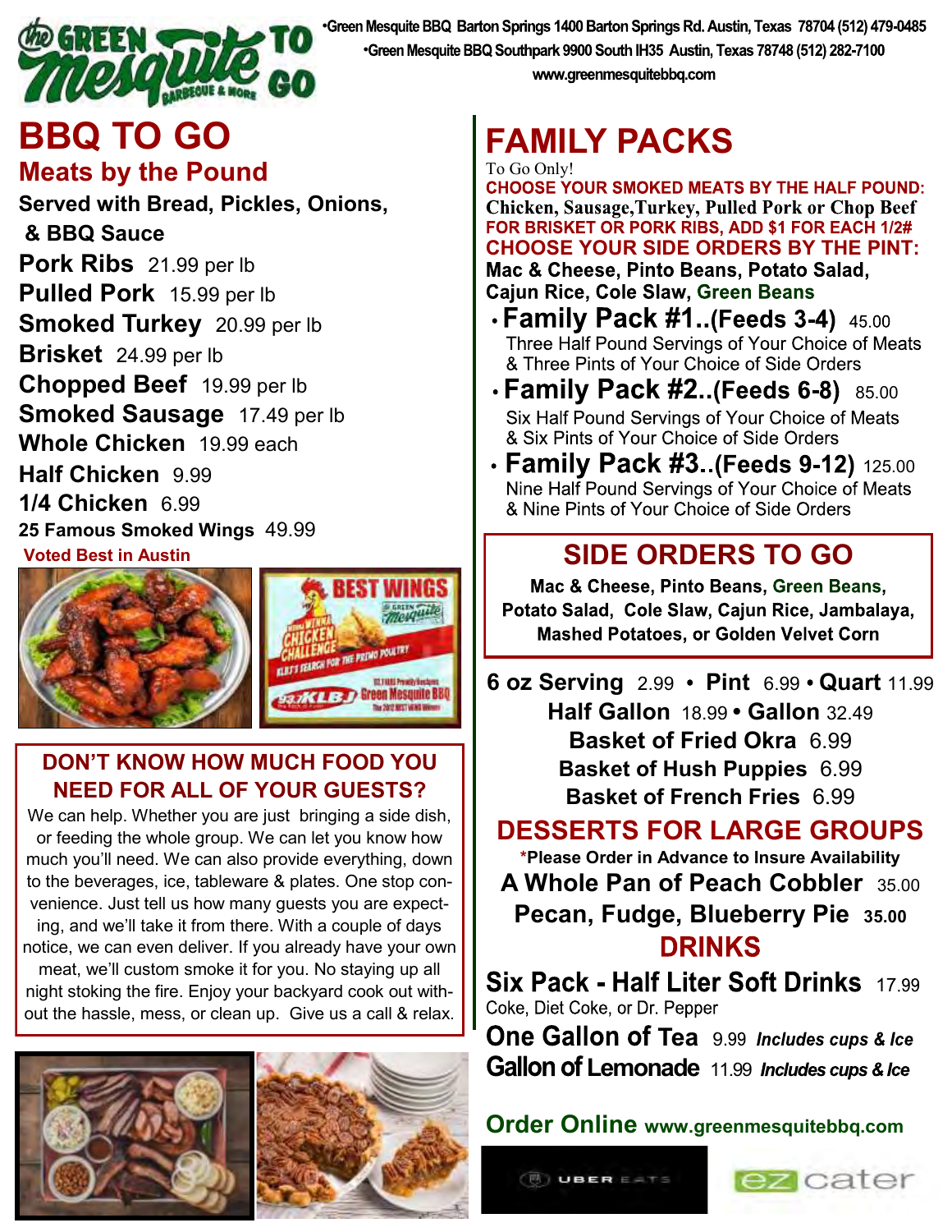•Green Mesquite BBQ Barton Springs 1400 Barton Springs Rd. Austin, Texas 78704 (512) 479-0485
•Green Mesquite BBQ Southpark 9900 South IH35 Austin, Texas 78748 (512) 282-7100
www.greenmesquitebbq.com

# BBQ TO GO

## Meats by the Pound

**Served with Bread, Pickles, Onions, & BBQ Sauce**

**Pork Ribs** 21.99 per lb
**Pulled Pork** 15.99 per lb
**Smoked Turkey** 20.99 per lb
**Brisket** 24.99 per lb
**Chopped Beef** 19.99 per lb
**Smoked Sausage** 17.49 per lb
**Whole Chicken** 19.99 each
**Half Chicken** 9.99
**1/4 Chicken** 6.99
**25 Famous Smoked Wings** 49.99
**Voted Best in Austin**

### DON'T KNOW HOW MUCH FOOD YOU NEED FOR ALL OF YOUR GUESTS?

We can help. Whether you are just bringing a side dish, or feeding the whole group. We can let you know how much you'll need. We can also provide everything, down to the beverages, ice, tableware & plates. One stop convenience. Just tell us how many guests you are expecting, and we'll take it from there. With a couple of days notice, we can even deliver. If you already have your own meat, we'll custom smoke it for you. No staying up all night stoking the fire. Enjoy your backyard cook out without the hassle, mess, or clean up. Give us a call & relax.

# FAMILY PACKS

To Go Only!

**CHOOSE YOUR SMOKED MEATS BY THE HALF POUND:**
**Chicken, Sausage, Turkey, Pulled Pork or Chop Beef**
**FOR BRISKET OR PORK RIBS, ADD $1 FOR EACH 1/2#**
**CHOOSE YOUR SIDE ORDERS BY THE PINT:**
**Mac & Cheese, Pinto Beans, Potato Salad, Cajun Rice, Cole Slaw, Green Beans**

- **Family Pack #1..(Feeds 3-4)** 45.00
  Three Half Pound Servings of Your Choice of Meats & Three Pints of Your Choice of Side Orders
- **Family Pack #2..(Feeds 6-8)** 85.00
  Six Half Pound Servings of Your Choice of Meats & Six Pints of Your Choice of Side Orders
- **Family Pack #3..(Feeds 9-12)** 125.00
  Nine Half Pound Servings of Your Choice of Meats & Nine Pints of Your Choice of Side Orders

## SIDE ORDERS TO GO

**Mac & Cheese, Pinto Beans, Green Beans, Potato Salad, Cole Slaw, Cajun Rice, Jambalaya, Mashed Potatoes, or Golden Velvet Corn**

**6 oz Serving** 2.99 • **Pint** 6.99 • **Quart** 11.99
**Half Gallon** 18.99 • **Gallon** 32.49
**Basket of Fried Okra** 6.99
**Basket of Hush Puppies** 6.99
**Basket of French Fries** 6.99

## DESSERTS FOR LARGE GROUPS

***Please Order in Advance to Insure Availability**

**A Whole Pan of Peach Cobbler** 35.00
**Pecan, Fudge, Blueberry Pie** 35.00

## DRINKS

**Six Pack - Half Liter Soft Drinks** 17.99
Coke, Diet Coke, or Dr. Pepper
**One Gallon of Tea** 9.99 ***Includes cups & Ice***
**Gallon of Lemonade** 11.99 ***Includes cups & Ice***

**Order Online www.greenmesquitebbq.com**

UBER EATS ezcater